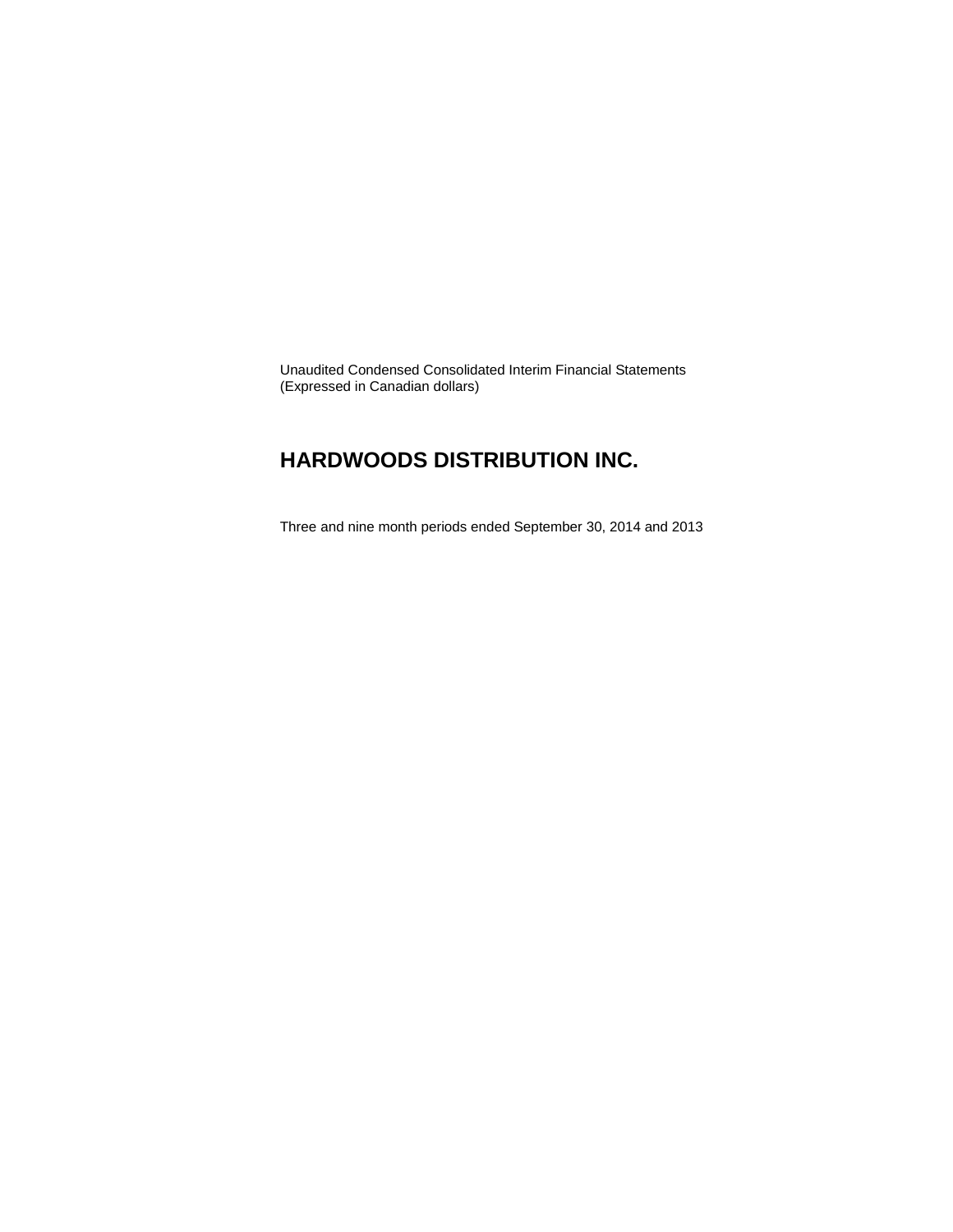Unaudited Condensed Consolidated Interim Financial Statements
(Expressed in Canadian dollars)

# HARDWOODS DISTRIBUTION INC.

Three and nine month periods ended September 30, 2014 and 2013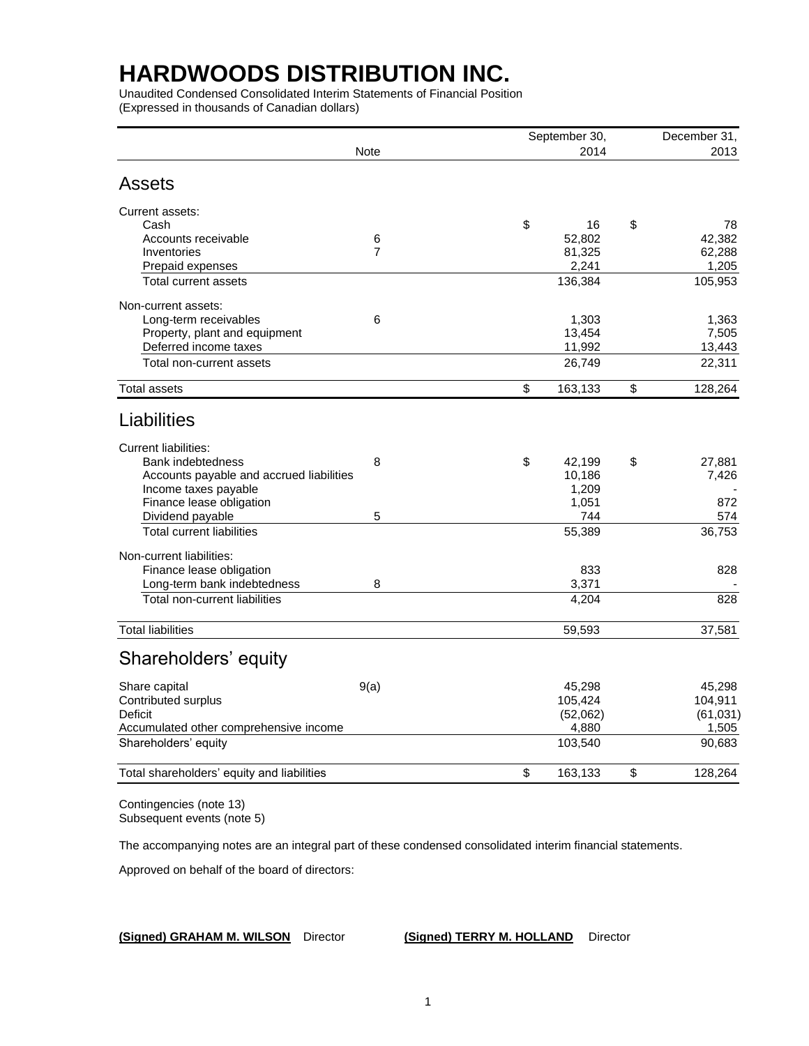# HARDWOODS DISTRIBUTION INC.

Unaudited Condensed Consolidated Interim Statements of Financial Position
(Expressed in thousands of Canadian dollars)

| | Note | September 30, 2014 | December 31, 2013 |
|---|---|---|---|
| **Assets** | | | |
| Current assets: | | | |
| Cash | | $ 16 | $ 78 |
| Accounts receivable | 6 | 52,802 | 42,382 |
| Inventories | 7 | 81,325 | 62,288 |
| Prepaid expenses | | 2,241 | 1,205 |
| Total current assets | | 136,384 | 105,953 |
| Non-current assets: | | | |
| Long-term receivables | 6 | 1,303 | 1,363 |
| Property, plant and equipment | | 13,454 | 7,505 |
| Deferred income taxes | | 11,992 | 13,443 |
| Total non-current assets | | 26,749 | 22,311 |
| Total assets | | $ 163,133 | $ 128,264 |
| **Liabilities** | | | |
| Current liabilities: | | | |
| Bank indebtedness | 8 | $ 42,199 | $ 27,881 |
| Accounts payable and accrued liabilities | | 10,186 | 7,426 |
| Income taxes payable | | 1,209 | - |
| Finance lease obligation | | 1,051 | 872 |
| Dividend payable | 5 | 744 | 574 |
| Total current liabilities | | 55,389 | 36,753 |
| Non-current liabilities: | | | |
| Finance lease obligation | | 833 | 828 |
| Long-term bank indebtedness | 8 | 3,371 | - |
| Total non-current liabilities | | 4,204 | 828 |
| Total liabilities | | 59,593 | 37,581 |
| **Shareholders' equity** | | | |
| Share capital | 9(a) | 45,298 | 45,298 |
| Contributed surplus | | 105,424 | 104,911 |
| Deficit | | (52,062) | (61,031) |
| Accumulated other comprehensive income | | 4,880 | 1,505 |
| Shareholders' equity | | 103,540 | 90,683 |
| Total shareholders' equity and liabilities | | $ 163,133 | $ 128,264 |

Contingencies (note 13)
Subsequent events (note 5)

The accompanying notes are an integral part of these condensed consolidated interim financial statements.

Approved on behalf of the board of directors:

**(Signed) GRAHAM M. WILSON** Director **(Signed) TERRY M. HOLLAND** Director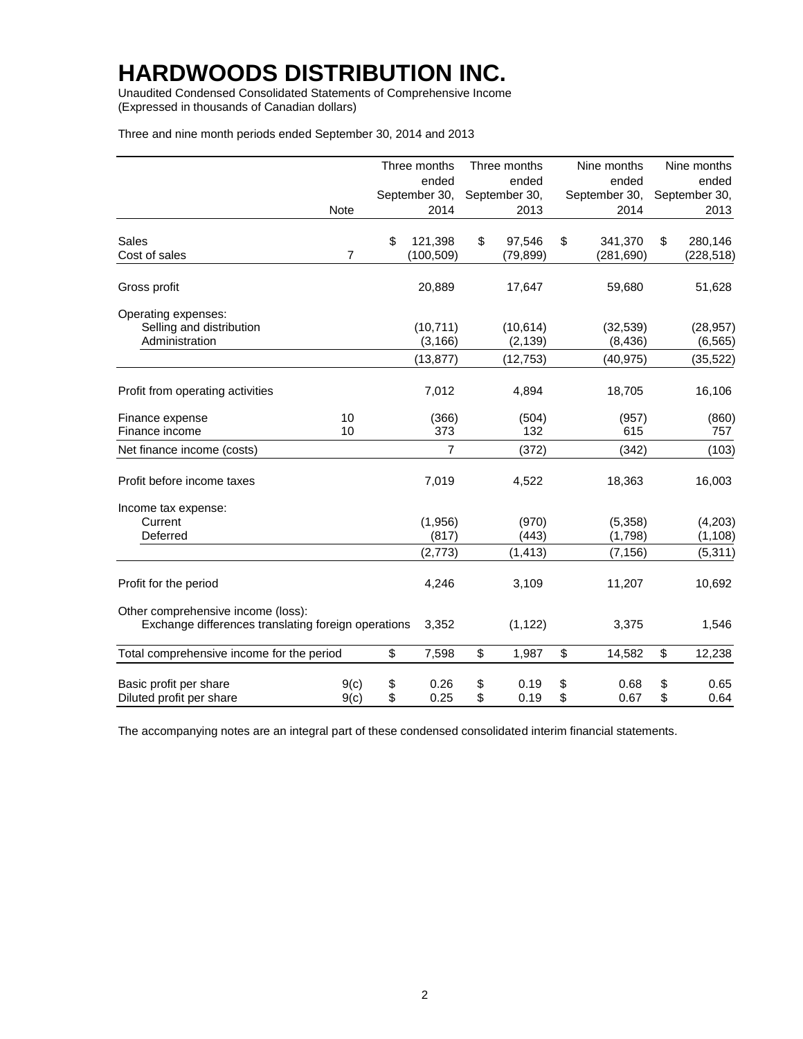# HARDWOODS DISTRIBUTION INC.

Unaudited Condensed Consolidated Statements of Comprehensive Income
(Expressed in thousands of Canadian dollars)

Three and nine month periods ended September 30, 2014 and 2013

| | Note | Three months ended September 30, 2014 | Three months ended September 30, 2013 | Nine months ended September 30, 2014 | Nine months ended September 30, 2013 |
|---|---|---|---|---|---|
| Sales | | $ 121,398 | $ 97,546 | $ 341,370 | $ 280,146 |
| Cost of sales | 7 | (100,509) | (79,899) | (281,690) | (228,518) |
| Gross profit | | 20,889 | 17,647 | 59,680 | 51,628 |
| Operating expenses: | | | | | |
| Selling and distribution | | (10,711) | (10,614) | (32,539) | (28,957) |
| Administration | | (3,166) | (2,139) | (8,436) | (6,565) |
| | | (13,877) | (12,753) | (40,975) | (35,522) |
| Profit from operating activities | | 7,012 | 4,894 | 18,705 | 16,106 |
| Finance expense | 10 | (366) | (504) | (957) | (860) |
| Finance income | 10 | 373 | 132 | 615 | 757 |
| Net finance income (costs) | | 7 | (372) | (342) | (103) |
| Profit before income taxes | | 7,019 | 4,522 | 18,363 | 16,003 |
| Income tax expense: | | | | | |
| Current | | (1,956) | (970) | (5,358) | (4,203) |
| Deferred | | (817) | (443) | (1,798) | (1,108) |
| | | (2,773) | (1,413) | (7,156) | (5,311) |
| Profit for the period | | 4,246 | 3,109 | 11,207 | 10,692 |
| Other comprehensive income (loss): | | | | | |
| Exchange differences translating foreign operations | | 3,352 | (1,122) | 3,375 | 1,546 |
| Total comprehensive income for the period | | $ 7,598 | $ 1,987 | $ 14,582 | $ 12,238 |
| Basic profit per share | 9(c) | $ 0.26 | $ 0.19 | $ 0.68 | $ 0.65 |
| Diluted profit per share | 9(c) | $ 0.25 | $ 0.19 | $ 0.67 | $ 0.64 |

The accompanying notes are an integral part of these condensed consolidated interim financial statements.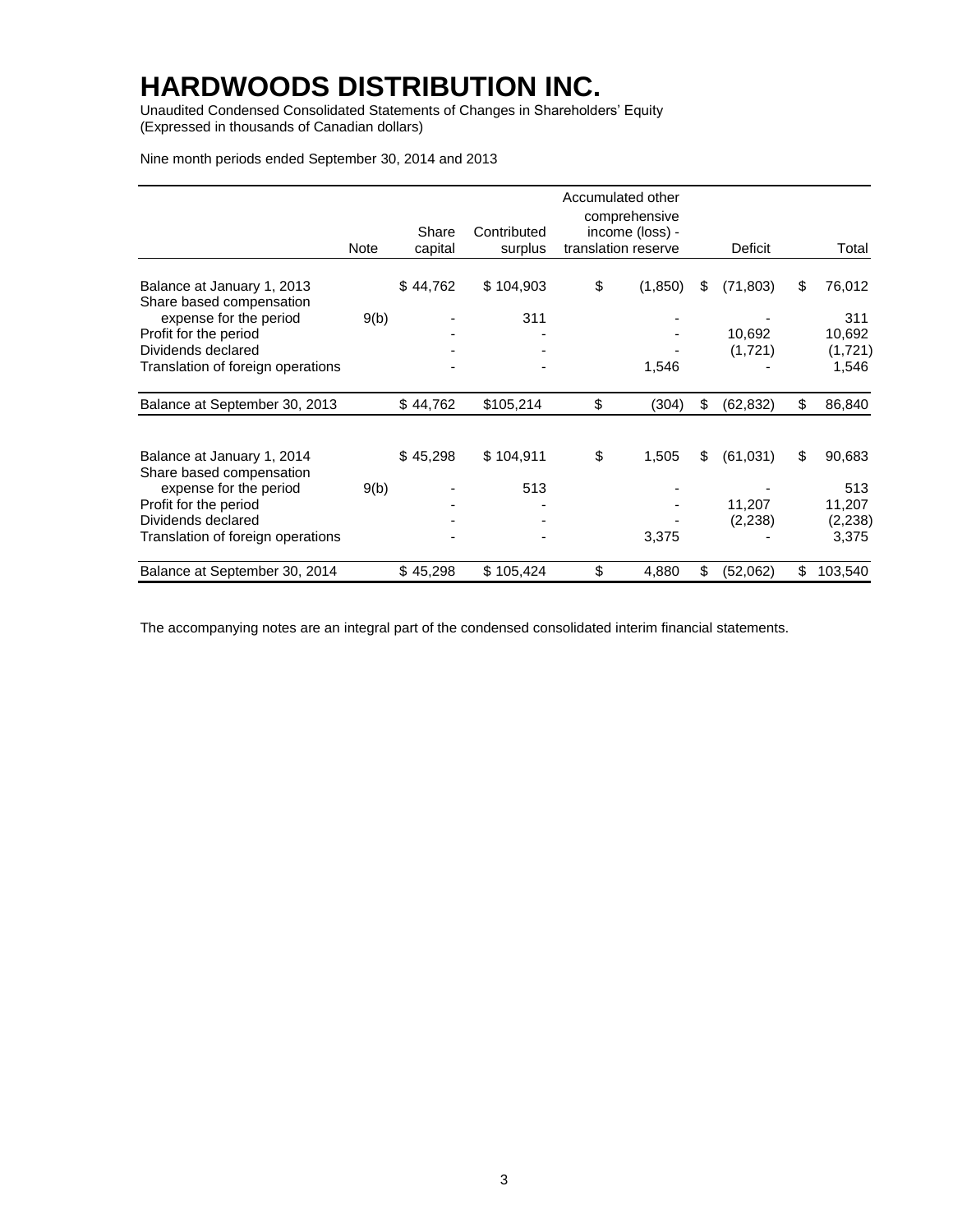# HARDWOODS DISTRIBUTION INC.

Unaudited Condensed Consolidated Statements of Changes in Shareholders' Equity
(Expressed in thousands of Canadian dollars)

Nine month periods ended September 30, 2014 and 2013

| | Note | Share capital | Contributed surplus | Accumulated other comprehensive income (loss) - translation reserve | Deficit | Total |
|---|---|---|---|---|---|---|
| Balance at January 1, 2013 | | $ 44,762 | $ 104,903 | $ (1,850) | $ (71,803) | $ 76,012 |
| Share based compensation expense for the period | 9(b) | - | 311 | - | - | 311 |
| Profit for the period | | - | - | - | 10,692 | 10,692 |
| Dividends declared | | - | - | - | (1,721) | (1,721) |
| Translation of foreign operations | | - | - | 1,546 | - | 1,546 |
| Balance at September 30, 2013 | | $ 44,762 | $105,214 | $ (304) | $ (62,832) | $ 86,840 |
| | | | | | | |
| Balance at January 1, 2014 | | $ 45,298 | $ 104,911 | $ 1,505 | $ (61,031) | $ 90,683 |
| Share based compensation expense for the period | 9(b) | - | 513 | - | - | 513 |
| Profit for the period | | - | - | - | 11,207 | 11,207 |
| Dividends declared | | - | - | - | (2,238) | (2,238) |
| Translation of foreign operations | | - | - | 3,375 | - | 3,375 |
| Balance at September 30, 2014 | | $ 45,298 | $ 105,424 | $ 4,880 | $ (52,062) | $ 103,540 |

The accompanying notes are an integral part of the condensed consolidated interim financial statements.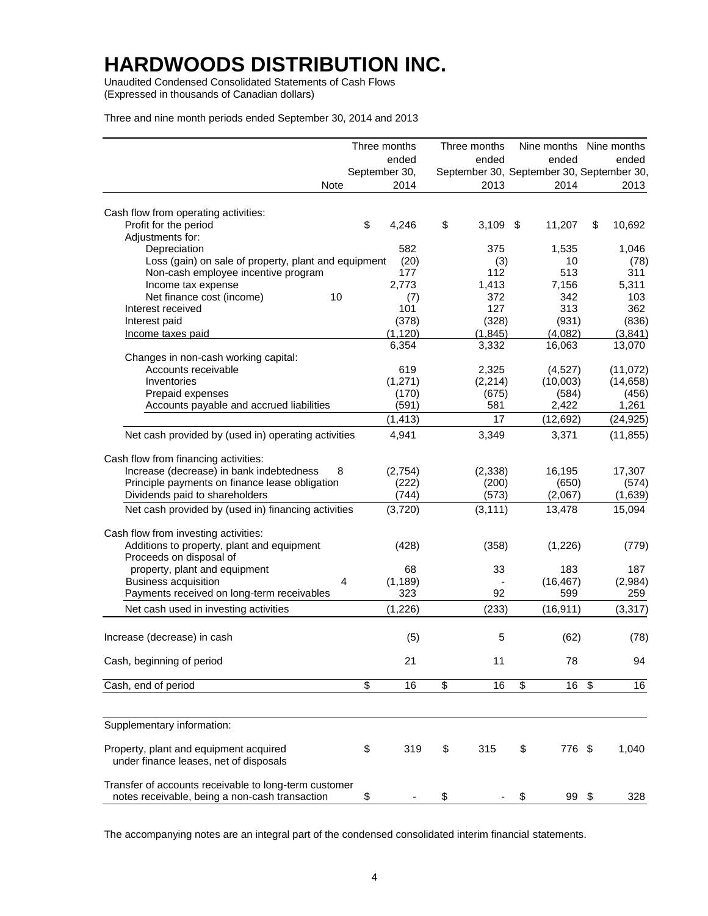# HARDWOODS DISTRIBUTION INC.

Unaudited Condensed Consolidated Statements of Cash Flows
(Expressed in thousands of Canadian dollars)

Three and nine month periods ended September 30, 2014 and 2013

| | Note | Three months ended September 30, 2014 | Three months ended September 30, 2013 | Nine months ended September 30, 2014 | Nine months ended September 30, 2013 |
|---|---|---|---|---|---|
| Cash flow from operating activities: | | | | | |
| Profit for the period | | $ 4,246 | $ 3,109 | $ 11,207 | $ 10,692 |
| Adjustments for: | | | | | |
| Depreciation | | 582 | 375 | 1,535 | 1,046 |
| Loss (gain) on sale of property, plant and equipment | | (20) | (3) | 10 | (78) |
| Non-cash employee incentive program | | 177 | 112 | 513 | 311 |
| Income tax expense | | 2,773 | 1,413 | 7,156 | 5,311 |
| Net finance cost (income) | 10 | (7) | 372 | 342 | 103 |
| Interest received | | 101 | 127 | 313 | 362 |
| Interest paid | | (378) | (328) | (931) | (836) |
| Income taxes paid | | (1,120) | (1,845) | (4,082) | (3,841) |
| | | 6,354 | 3,332 | 16,063 | 13,070 |
| Changes in non-cash working capital: | | | | | |
| Accounts receivable | | 619 | 2,325 | (4,527) | (11,072) |
| Inventories | | (1,271) | (2,214) | (10,003) | (14,658) |
| Prepaid expenses | | (170) | (675) | (584) | (456) |
| Accounts payable and accrued liabilities | | (591) | 581 | 2,422 | 1,261 |
| | | (1,413) | 17 | (12,692) | (24,925) |
| Net cash provided by (used in) operating activities | | 4,941 | 3,349 | 3,371 | (11,855) |
| Cash flow from financing activities: | | | | | |
| Increase (decrease) in bank indebtedness | 8 | (2,754) | (2,338) | 16,195 | 17,307 |
| Principle payments on finance lease obligation | | (222) | (200) | (650) | (574) |
| Dividends paid to shareholders | | (744) | (573) | (2,067) | (1,639) |
| Net cash provided by (used in) financing activities | | (3,720) | (3,111) | 13,478 | 15,094 |
| Cash flow from investing activities: | | | | | |
| Additions to property, plant and equipment | | (428) | (358) | (1,226) | (779) |
| Proceeds on disposal of property, plant and equipment | | 68 | 33 | 183 | 187 |
| Business acquisition | 4 | (1,189) | - | (16,467) | (2,984) |
| Payments received on long-term receivables | | 323 | 92 | 599 | 259 |
| Net cash used in investing activities | | (1,226) | (233) | (16,911) | (3,317) |
| Increase (decrease) in cash | | (5) | 5 | (62) | (78) |
| Cash, beginning of period | | 21 | 11 | 78 | 94 |
| Cash, end of period | | $ 16 | $ 16 | $ 16 | $ 16 |
| Supplementary information: | | | | | |
| Property, plant and equipment acquired under finance leases, net of disposals | | $ 319 | $ 315 | $ 776 | $ 1,040 |
| Transfer of accounts receivable to long-term customer notes receivable, being a non-cash transaction | | $ - | $ - | $ 99 | $ 328 |

The accompanying notes are an integral part of the condensed consolidated interim financial statements.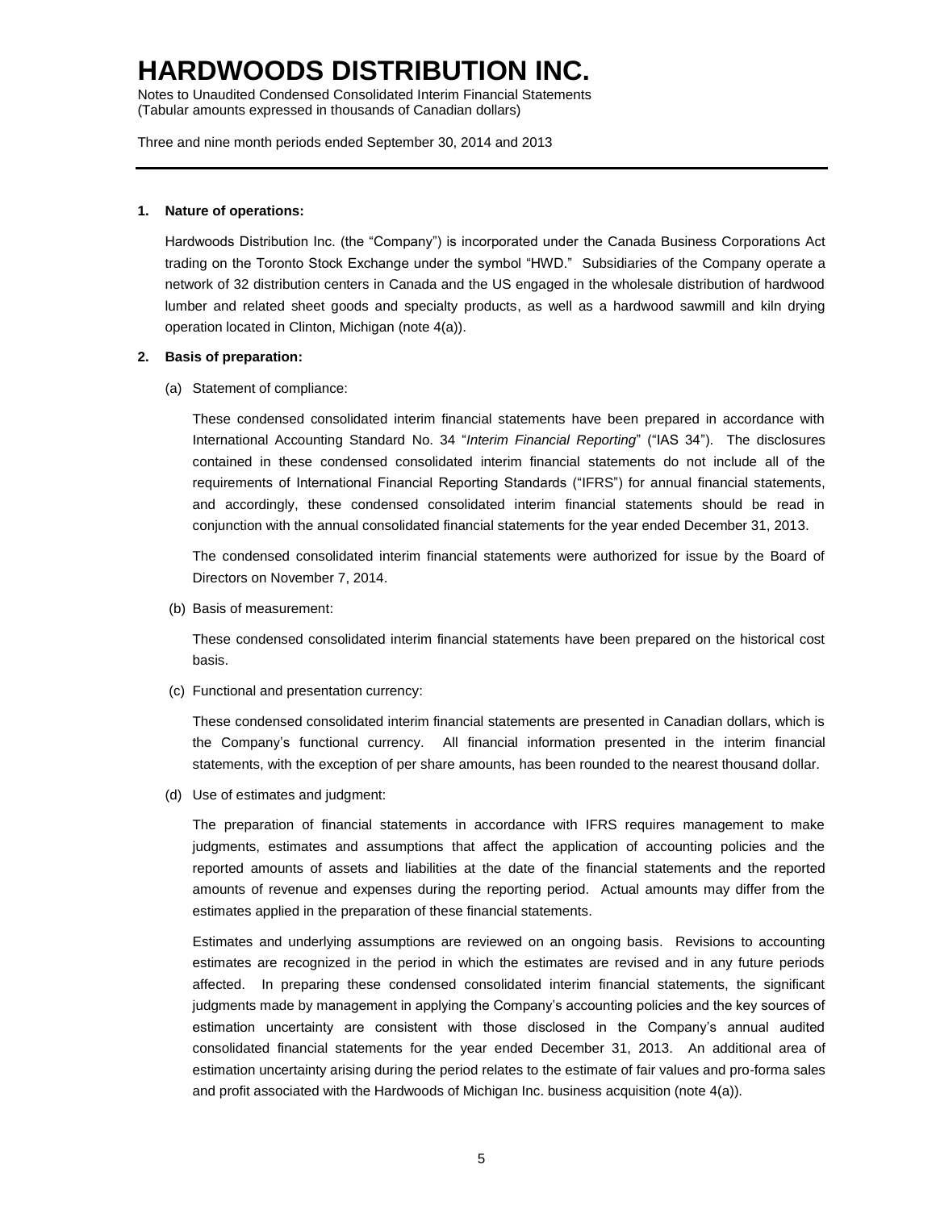# HARDWOODS DISTRIBUTION INC.

Notes to Unaudited Condensed Consolidated Interim Financial Statements
(Tabular amounts expressed in thousands of Canadian dollars)

Three and nine month periods ended September 30, 2014 and 2013

**1. Nature of operations:**

Hardwoods Distribution Inc. (the "Company") is incorporated under the Canada Business Corporations Act trading on the Toronto Stock Exchange under the symbol "HWD." Subsidiaries of the Company operate a network of 32 distribution centers in Canada and the US engaged in the wholesale distribution of hardwood lumber and related sheet goods and specialty products, as well as a hardwood sawmill and kiln drying operation located in Clinton, Michigan (note 4(a)).

**2. Basis of preparation:**

(a) Statement of compliance:

These condensed consolidated interim financial statements have been prepared in accordance with International Accounting Standard No. 34 "*Interim Financial Reporting*" ("IAS 34"). The disclosures contained in these condensed consolidated interim financial statements do not include all of the requirements of International Financial Reporting Standards ("IFRS") for annual financial statements, and accordingly, these condensed consolidated interim financial statements should be read in conjunction with the annual consolidated financial statements for the year ended December 31, 2013.

The condensed consolidated interim financial statements were authorized for issue by the Board of Directors on November 7, 2014.

(b) Basis of measurement:

These condensed consolidated interim financial statements have been prepared on the historical cost basis.

(c) Functional and presentation currency:

These condensed consolidated interim financial statements are presented in Canadian dollars, which is the Company's functional currency. All financial information presented in the interim financial statements, with the exception of per share amounts, has been rounded to the nearest thousand dollar.

(d) Use of estimates and judgment:

The preparation of financial statements in accordance with IFRS requires management to make judgments, estimates and assumptions that affect the application of accounting policies and the reported amounts of assets and liabilities at the date of the financial statements and the reported amounts of revenue and expenses during the reporting period. Actual amounts may differ from the estimates applied in the preparation of these financial statements.

Estimates and underlying assumptions are reviewed on an ongoing basis. Revisions to accounting estimates are recognized in the period in which the estimates are revised and in any future periods affected. In preparing these condensed consolidated interim financial statements, the significant judgments made by management in applying the Company's accounting policies and the key sources of estimation uncertainty are consistent with those disclosed in the Company's annual audited consolidated financial statements for the year ended December 31, 2013. An additional area of estimation uncertainty arising during the period relates to the estimate of fair values and pro-forma sales and profit associated with the Hardwoods of Michigan Inc. business acquisition (note 4(a)).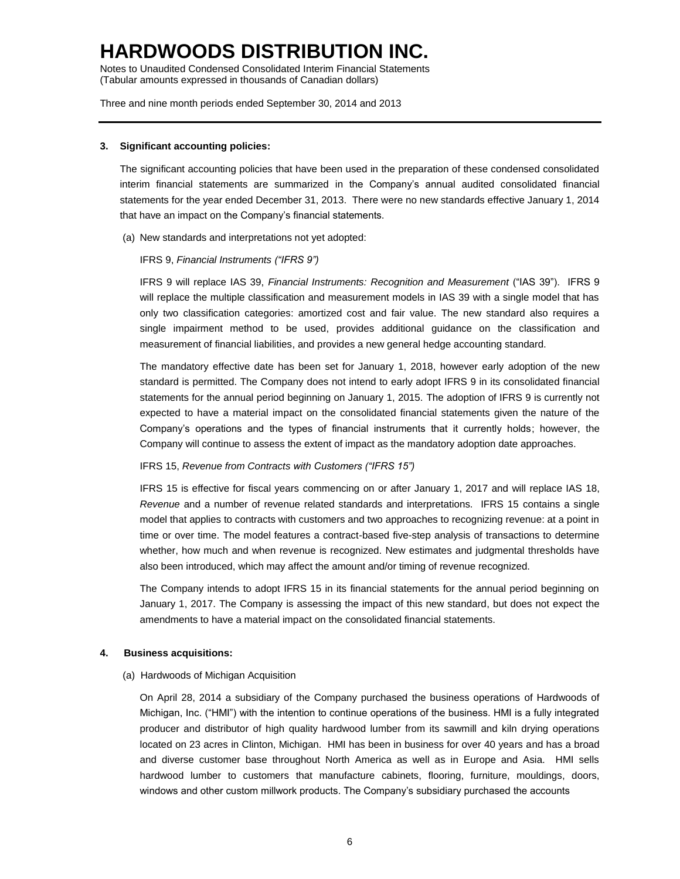### 3. Significant accounting policies:

The significant accounting policies that have been used in the preparation of these condensed consolidated interim financial statements are summarized in the Company's annual audited consolidated financial statements for the year ended December 31, 2013. There were no new standards effective January 1, 2014 that have an impact on the Company's financial statements.

(a) New standards and interpretations not yet adopted:

IFRS 9, *Financial Instruments ("IFRS 9")*

IFRS 9 will replace IAS 39, *Financial Instruments: Recognition and Measurement* ("IAS 39"). IFRS 9 will replace the multiple classification and measurement models in IAS 39 with a single model that has only two classification categories: amortized cost and fair value. The new standard also requires a single impairment method to be used, provides additional guidance on the classification and measurement of financial liabilities, and provides a new general hedge accounting standard.

The mandatory effective date has been set for January 1, 2018, however early adoption of the new standard is permitted. The Company does not intend to early adopt IFRS 9 in its consolidated financial statements for the annual period beginning on January 1, 2015. The adoption of IFRS 9 is currently not expected to have a material impact on the consolidated financial statements given the nature of the Company's operations and the types of financial instruments that it currently holds; however, the Company will continue to assess the extent of impact as the mandatory adoption date approaches.

IFRS 15, *Revenue from Contracts with Customers ("IFRS 15")*

IFRS 15 is effective for fiscal years commencing on or after January 1, 2017 and will replace IAS 18, *Revenue* and a number of revenue related standards and interpretations. IFRS 15 contains a single model that applies to contracts with customers and two approaches to recognizing revenue: at a point in time or over time. The model features a contract-based five-step analysis of transactions to determine whether, how much and when revenue is recognized. New estimates and judgmental thresholds have also been introduced, which may affect the amount and/or timing of revenue recognized.

The Company intends to adopt IFRS 15 in its financial statements for the annual period beginning on January 1, 2017. The Company is assessing the impact of this new standard, but does not expect the amendments to have a material impact on the consolidated financial statements.

### 4. Business acquisitions:

(a) Hardwoods of Michigan Acquisition

On April 28, 2014 a subsidiary of the Company purchased the business operations of Hardwoods of Michigan, Inc. ("HMI") with the intention to continue operations of the business. HMI is a fully integrated producer and distributor of high quality hardwood lumber from its sawmill and kiln drying operations located on 23 acres in Clinton, Michigan. HMI has been in business for over 40 years and has a broad and diverse customer base throughout North America as well as in Europe and Asia. HMI sells hardwood lumber to customers that manufacture cabinets, flooring, furniture, mouldings, doors, windows and other custom millwork products. The Company's subsidiary purchased the accounts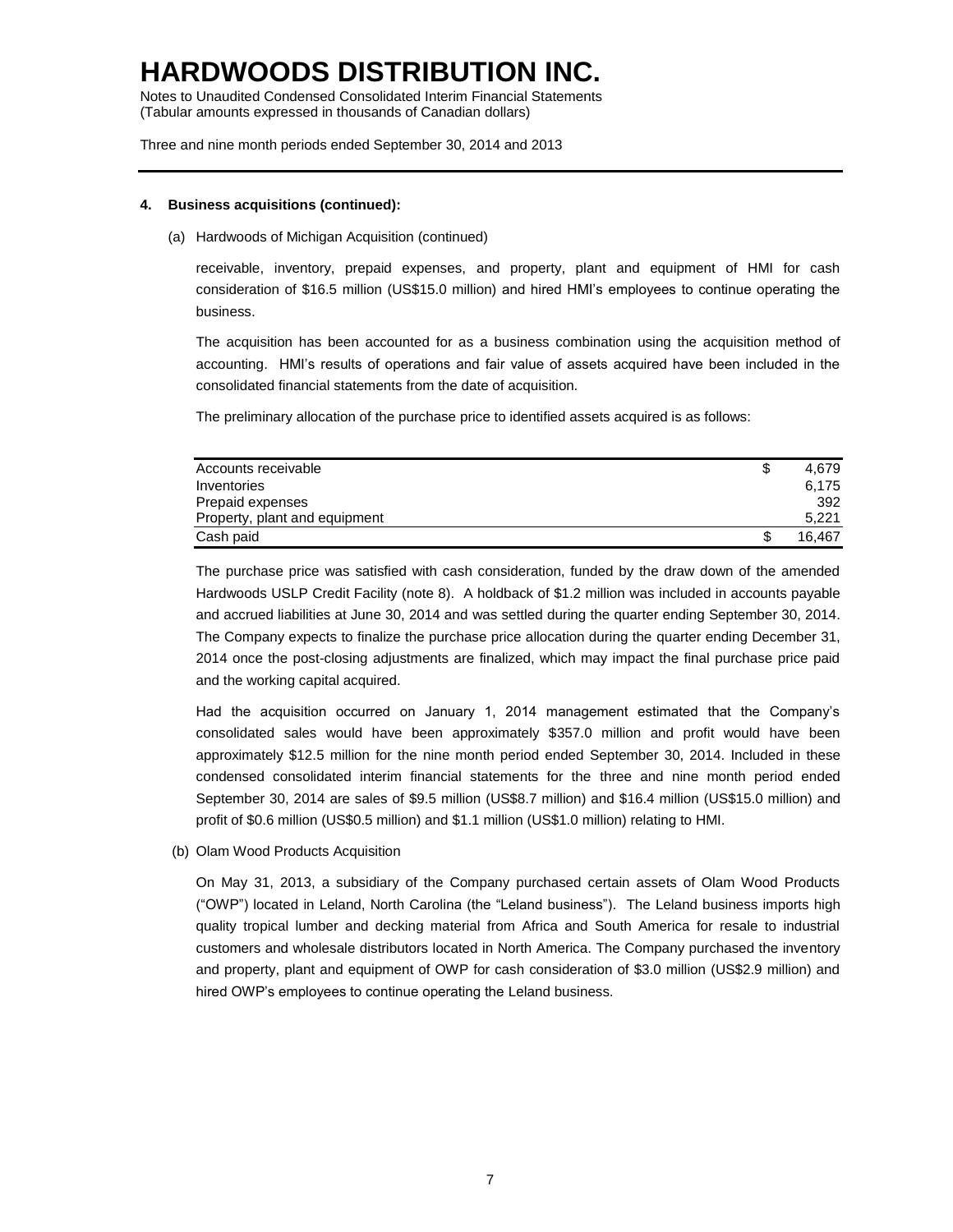**4. Business acquisitions (continued):**

(a) Hardwoods of Michigan Acquisition (continued)

receivable, inventory, prepaid expenses, and property, plant and equipment of HMI for cash consideration of $16.5 million (US$15.0 million) and hired HMI's employees to continue operating the business.

The acquisition has been accounted for as a business combination using the acquisition method of accounting. HMI's results of operations and fair value of assets acquired have been included in the consolidated financial statements from the date of acquisition.

The preliminary allocation of the purchase price to identified assets acquired is as follows:

| | |
|---|---|
| Accounts receivable | $ 4,679 |
| Inventories | 6,175 |
| Prepaid expenses | 392 |
| Property, plant and equipment | 5,221 |
| Cash paid | $ 16,467 |

The purchase price was satisfied with cash consideration, funded by the draw down of the amended Hardwoods USLP Credit Facility (note 8). A holdback of $1.2 million was included in accounts payable and accrued liabilities at June 30, 2014 and was settled during the quarter ending September 30, 2014. The Company expects to finalize the purchase price allocation during the quarter ending December 31, 2014 once the post-closing adjustments are finalized, which may impact the final purchase price paid and the working capital acquired.

Had the acquisition occurred on January 1, 2014 management estimated that the Company's consolidated sales would have been approximately $357.0 million and profit would have been approximately $12.5 million for the nine month period ended September 30, 2014. Included in these condensed consolidated interim financial statements for the three and nine month period ended September 30, 2014 are sales of $9.5 million (US$8.7 million) and $16.4 million (US$15.0 million) and profit of $0.6 million (US$0.5 million) and $1.1 million (US$1.0 million) relating to HMI.

(b) Olam Wood Products Acquisition

On May 31, 2013, a subsidiary of the Company purchased certain assets of Olam Wood Products ("OWP") located in Leland, North Carolina (the "Leland business"). The Leland business imports high quality tropical lumber and decking material from Africa and South America for resale to industrial customers and wholesale distributors located in North America. The Company purchased the inventory and property, plant and equipment of OWP for cash consideration of $3.0 million (US$2.9 million) and hired OWP's employees to continue operating the Leland business.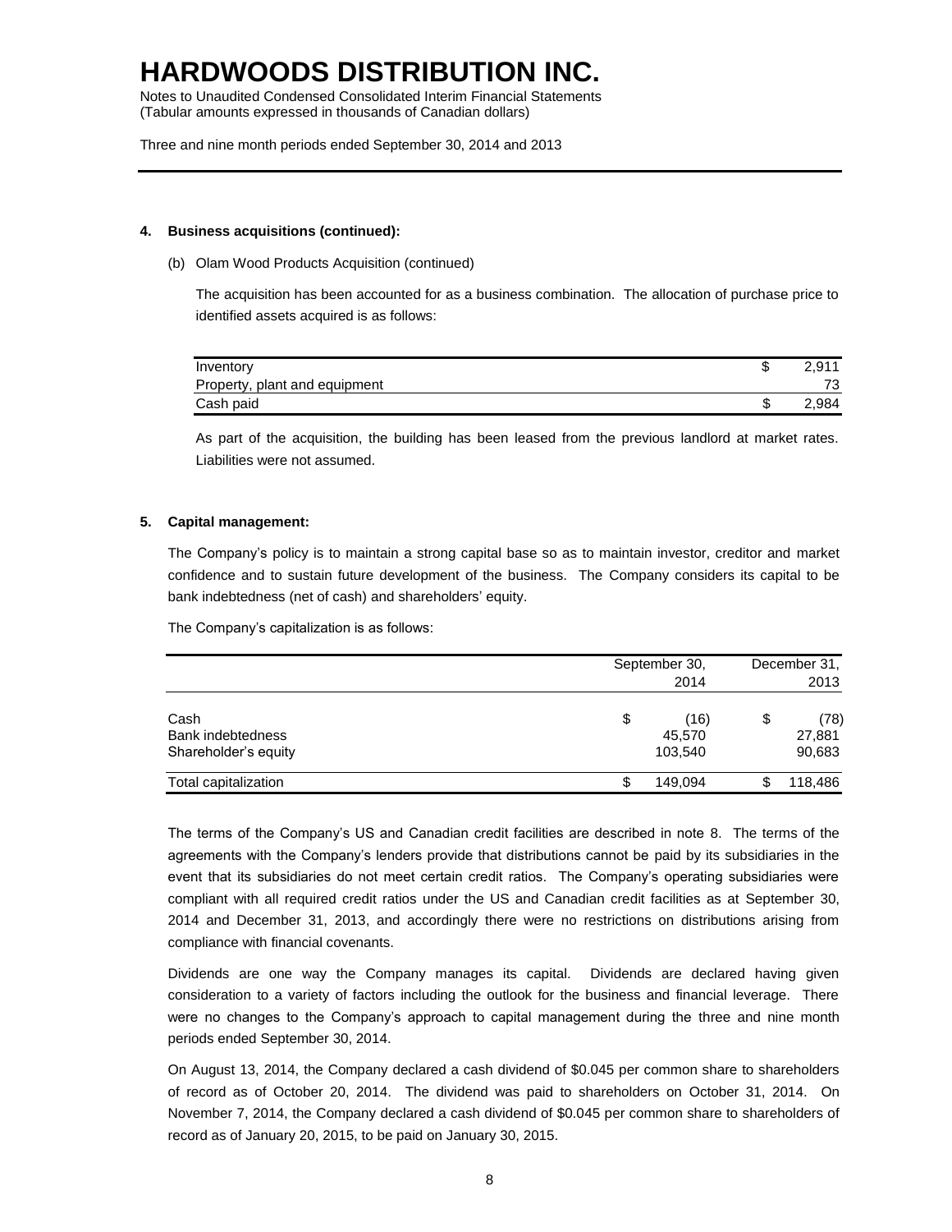#### 4. Business acquisitions (continued):

(b) Olam Wood Products Acquisition (continued)

The acquisition has been accounted for as a business combination. The allocation of purchase price to identified assets acquired is as follows:

| | | |
|---|---|---|
| Inventory | $ | 2,911 |
| Property, plant and equipment | | 73 |
| Cash paid | $ | 2,984 |

As part of the acquisition, the building has been leased from the previous landlord at market rates. Liabilities were not assumed.

#### 5. Capital management:

The Company's policy is to maintain a strong capital base so as to maintain investor, creditor and market confidence and to sustain future development of the business. The Company considers its capital to be bank indebtedness (net of cash) and shareholders' equity.

The Company's capitalization is as follows:

| | September 30, 2014 | December 31, 2013 |
|---|---|---|
| Cash | $ (16) | $ (78) |
| Bank indebtedness | 45,570 | 27,881 |
| Shareholder's equity | 103,540 | 90,683 |
| Total capitalization | $ 149,094 | $ 118,486 |

The terms of the Company's US and Canadian credit facilities are described in note 8. The terms of the agreements with the Company's lenders provide that distributions cannot be paid by its subsidiaries in the event that its subsidiaries do not meet certain credit ratios. The Company's operating subsidiaries were compliant with all required credit ratios under the US and Canadian credit facilities as at September 30, 2014 and December 31, 2013, and accordingly there were no restrictions on distributions arising from compliance with financial covenants.

Dividends are one way the Company manages its capital. Dividends are declared having given consideration to a variety of factors including the outlook for the business and financial leverage. There were no changes to the Company's approach to capital management during the three and nine month periods ended September 30, 2014.

On August 13, 2014, the Company declared a cash dividend of $0.045 per common share to shareholders of record as of October 20, 2014. The dividend was paid to shareholders on October 31, 2014. On November 7, 2014, the Company declared a cash dividend of $0.045 per common share to shareholders of record as of January 20, 2015, to be paid on January 30, 2015.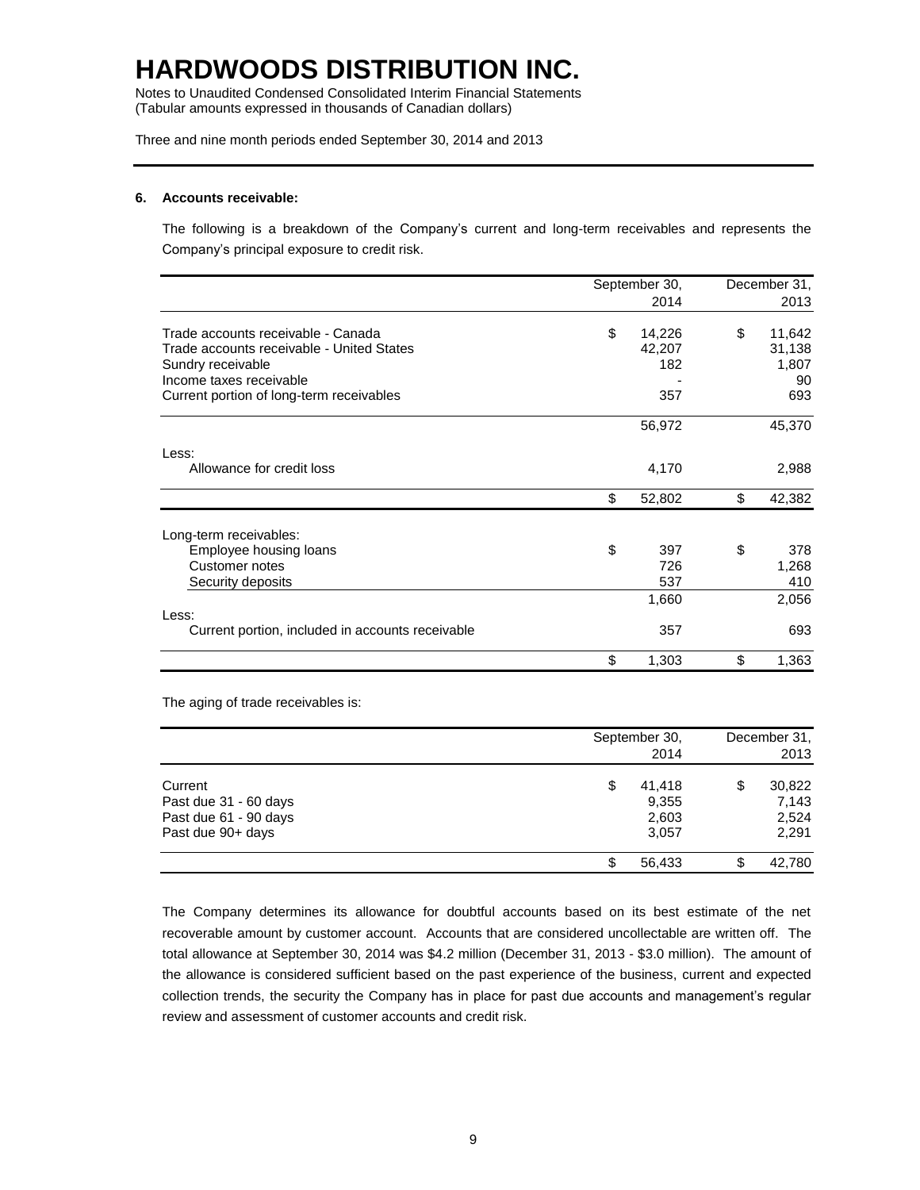# HARDWOODS DISTRIBUTION INC.

Notes to Unaudited Condensed Consolidated Interim Financial Statements
(Tabular amounts expressed in thousands of Canadian dollars)

Three and nine month periods ended September 30, 2014 and 2013

**6. Accounts receivable:**

The following is a breakdown of the Company's current and long-term receivables and represents the Company's principal exposure to credit risk.

| | September 30, 2014 | December 31, 2013 |
|---|---|---|
| Trade accounts receivable - Canada | $ 14,226 | $ 11,642 |
| Trade accounts receivable - United States | 42,207 | 31,138 |
| Sundry receivable | 182 | 1,807 |
| Income taxes receivable | - | 90 |
| Current portion of long-term receivables | 357 | 693 |
| | 56,972 | 45,370 |
| Less: | | |
| Allowance for credit loss | 4,170 | 2,988 |
| | $ 52,802 | $ 42,382 |
| Long-term receivables: | | |
| Employee housing loans | $ 397 | $ 378 |
| Customer notes | 726 | 1,268 |
| Security deposits | 537 | 410 |
| | 1,660 | 2,056 |
| Less: | | |
| Current portion, included in accounts receivable | 357 | 693 |
| | $ 1,303 | $ 1,363 |

The aging of trade receivables is:

| | September 30, 2014 | December 31, 2013 |
|---|---|---|
| Current | $ 41,418 | $ 30,822 |
| Past due 31 - 60 days | 9,355 | 7,143 |
| Past due 61 - 90 days | 2,603 | 2,524 |
| Past due 90+ days | 3,057 | 2,291 |
| | $ 56,433 | $ 42,780 |

The Company determines its allowance for doubtful accounts based on its best estimate of the net recoverable amount by customer account. Accounts that are considered uncollectable are written off. The total allowance at September 30, 2014 was $4.2 million (December 31, 2013 - $3.0 million). The amount of the allowance is considered sufficient based on the past experience of the business, current and expected collection trends, the security the Company has in place for past due accounts and management's regular review and assessment of customer accounts and credit risk.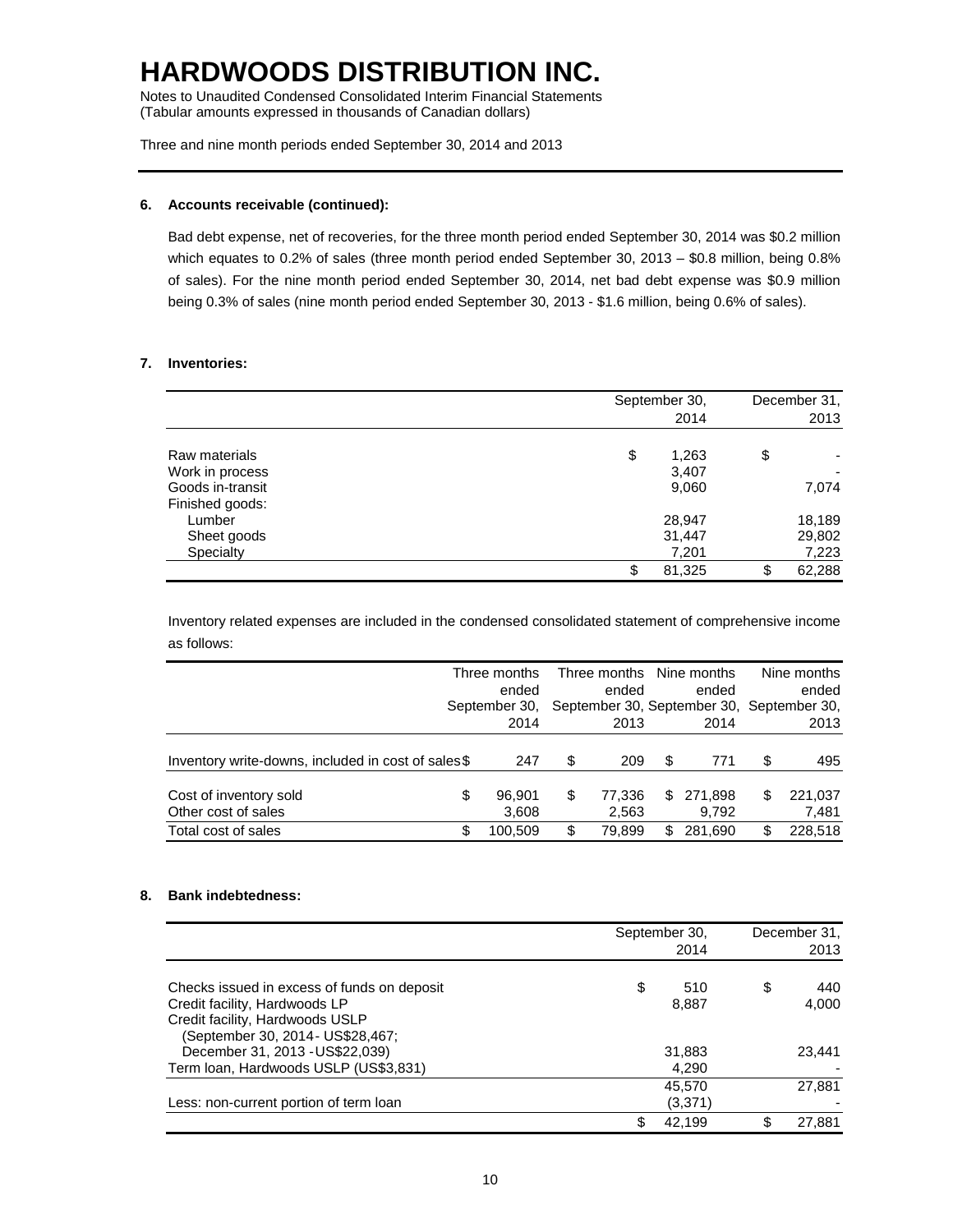# HARDWOODS DISTRIBUTION INC.

Notes to Unaudited Condensed Consolidated Interim Financial Statements
(Tabular amounts expressed in thousands of Canadian dollars)

Three and nine month periods ended September 30, 2014 and 2013

**6. Accounts receivable (continued):**

Bad debt expense, net of recoveries, for the three month period ended September 30, 2014 was $0.2 million which equates to 0.2% of sales (three month period ended September 30, 2013 – $0.8 million, being 0.8% of sales). For the nine month period ended September 30, 2014, net bad debt expense was $0.9 million being 0.3% of sales (nine month period ended September 30, 2013 - $1.6 million, being 0.6% of sales).

**7. Inventories:**

| | September 30, 2014 | December 31, 2013 |
|---|---|---|
| Raw materials | $ 1,263 | $ - |
| Work in process | 3,407 | - |
| Goods in-transit | 9,060 | 7,074 |
| Finished goods: | | |
| Lumber | 28,947 | 18,189 |
| Sheet goods | 31,447 | 29,802 |
| Specialty | 7,201 | 7,223 |
| | $ 81,325 | $ 62,288 |

Inventory related expenses are included in the condensed consolidated statement of comprehensive income as follows:

| | Three months ended September 30, 2014 | Three months ended September 30, 2013 | Nine months ended September 30, 2014 | Nine months ended September 30, 2013 |
|---|---|---|---|---|
| Inventory write-downs, included in cost of sales | $ 247 | $ 209 | $ 771 | $ 495 |
| Cost of inventory sold | $ 96,901 | $ 77,336 | $ 271,898 | $ 221,037 |
| Other cost of sales | 3,608 | 2,563 | 9,792 | 7,481 |
| Total cost of sales | $ 100,509 | $ 79,899 | $ 281,690 | $ 228,518 |

**8. Bank indebtedness:**

| | September 30, 2014 | December 31, 2013 |
|---|---|---|
| Checks issued in excess of funds on deposit | $ 510 | $ 440 |
| Credit facility, Hardwoods LP | 8,887 | 4,000 |
| Credit facility, Hardwoods USLP (September 30, 2014 - US$28,467; December 31, 2013 - US$22,039) | 31,883 | 23,441 |
| Term loan, Hardwoods USLP (US$3,831) | 4,290 | - |
| | 45,570 | 27,881 |
| Less: non-current portion of term loan | (3,371) | - |
| | $ 42,199 | $ 27,881 |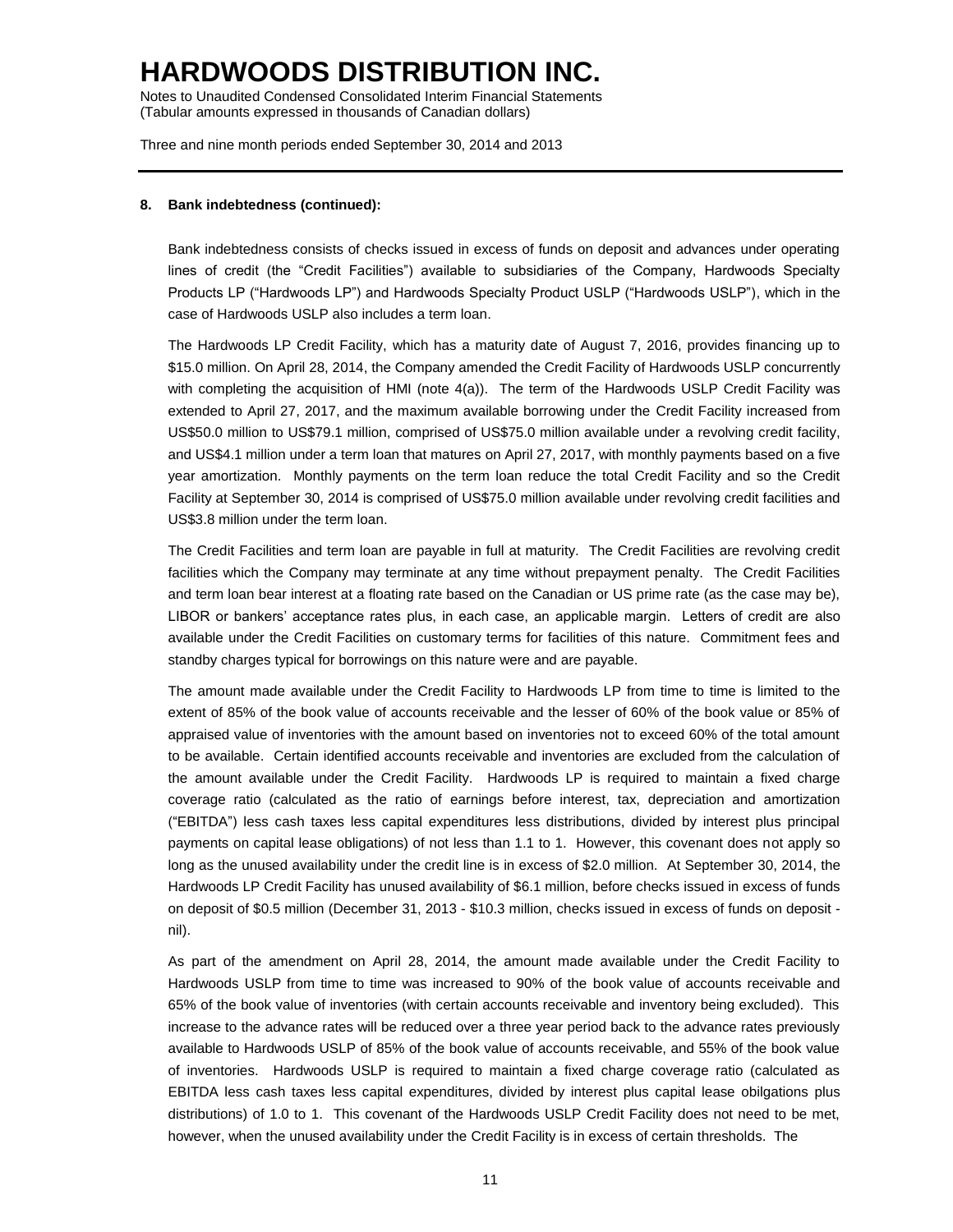### 8. Bank indebtedness (continued):

Bank indebtedness consists of checks issued in excess of funds on deposit and advances under operating lines of credit (the "Credit Facilities") available to subsidiaries of the Company, Hardwoods Specialty Products LP ("Hardwoods LP") and Hardwoods Specialty Product USLP ("Hardwoods USLP"), which in the case of Hardwoods USLP also includes a term loan.

The Hardwoods LP Credit Facility, which has a maturity date of August 7, 2016, provides financing up to $15.0 million. On April 28, 2014, the Company amended the Credit Facility of Hardwoods USLP concurrently with completing the acquisition of HMI (note 4(a)). The term of the Hardwoods USLP Credit Facility was extended to April 27, 2017, and the maximum available borrowing under the Credit Facility increased from US$50.0 million to US$79.1 million, comprised of US$75.0 million available under a revolving credit facility, and US$4.1 million under a term loan that matures on April 27, 2017, with monthly payments based on a five year amortization. Monthly payments on the term loan reduce the total Credit Facility and so the Credit Facility at September 30, 2014 is comprised of US$75.0 million available under revolving credit facilities and US$3.8 million under the term loan.

The Credit Facilities and term loan are payable in full at maturity. The Credit Facilities are revolving credit facilities which the Company may terminate at any time without prepayment penalty. The Credit Facilities and term loan bear interest at a floating rate based on the Canadian or US prime rate (as the case may be), LIBOR or bankers' acceptance rates plus, in each case, an applicable margin. Letters of credit are also available under the Credit Facilities on customary terms for facilities of this nature. Commitment fees and standby charges typical for borrowings on this nature were and are payable.

The amount made available under the Credit Facility to Hardwoods LP from time to time is limited to the extent of 85% of the book value of accounts receivable and the lesser of 60% of the book value or 85% of appraised value of inventories with the amount based on inventories not to exceed 60% of the total amount to be available. Certain identified accounts receivable and inventories are excluded from the calculation of the amount available under the Credit Facility. Hardwoods LP is required to maintain a fixed charge coverage ratio (calculated as the ratio of earnings before interest, tax, depreciation and amortization ("EBITDA") less cash taxes less capital expenditures less distributions, divided by interest plus principal payments on capital lease obligations) of not less than 1.1 to 1. However, this covenant does not apply so long as the unused availability under the credit line is in excess of $2.0 million. At September 30, 2014, the Hardwoods LP Credit Facility has unused availability of $6.1 million, before checks issued in excess of funds on deposit of $0.5 million (December 31, 2013 - $10.3 million, checks issued in excess of funds on deposit - nil).

As part of the amendment on April 28, 2014, the amount made available under the Credit Facility to Hardwoods USLP from time to time was increased to 90% of the book value of accounts receivable and 65% of the book value of inventories (with certain accounts receivable and inventory being excluded). This increase to the advance rates will be reduced over a three year period back to the advance rates previously available to Hardwoods USLP of 85% of the book value of accounts receivable, and 55% of the book value of inventories. Hardwoods USLP is required to maintain a fixed charge coverage ratio (calculated as EBITDA less cash taxes less capital expenditures, divided by interest plus capital lease obilgations plus distributions) of 1.0 to 1. This covenant of the Hardwoods USLP Credit Facility does not need to be met, however, when the unused availability under the Credit Facility is in excess of certain thresholds. The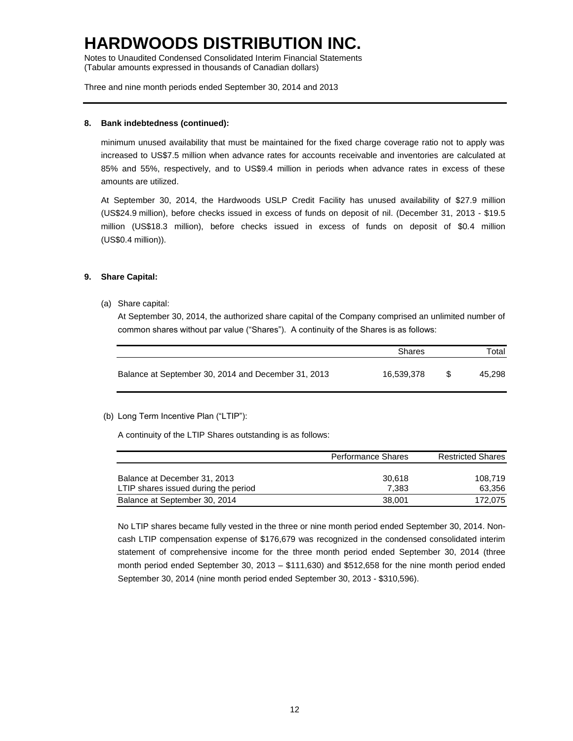**8. Bank indebtedness (continued):**

minimum unused availability that must be maintained for the fixed charge coverage ratio not to apply was increased to US$7.5 million when advance rates for accounts receivable and inventories are calculated at 85% and 55%, respectively, and to US$9.4 million in periods when advance rates in excess of these amounts are utilized.

At September 30, 2014, the Hardwoods USLP Credit Facility has unused availability of $27.9 million (US$24.9 million), before checks issued in excess of funds on deposit of nil. (December 31, 2013 - $19.5 million (US$18.3 million), before checks issued in excess of funds on deposit of $0.4 million (US$0.4 million)).

**9. Share Capital:**

(a) Share capital:

At September 30, 2014, the authorized share capital of the Company comprised an unlimited number of common shares without par value ("Shares"). A continuity of the Shares is as follows:

| | Shares | Total |
|---|---|---|
| Balance at September 30, 2014 and December 31, 2013 | 16,539,378 | $ 45,298 |

(b) Long Term Incentive Plan ("LTIP"):

A continuity of the LTIP Shares outstanding is as follows:

| | Performance Shares | Restricted Shares |
|---|---|---|
| Balance at December 31, 2013 | 30,618 | 108,719 |
| LTIP shares issued during the period | 7,383 | 63,356 |
| Balance at September 30, 2014 | 38,001 | 172,075 |

No LTIP shares became fully vested in the three or nine month period ended September 30, 2014. Non-cash LTIP compensation expense of $176,679 was recognized in the condensed consolidated interim statement of comprehensive income for the three month period ended September 30, 2014 (three month period ended September 30, 2013 – $111,630) and $512,658 for the nine month period ended September 30, 2014 (nine month period ended September 30, 2013 - $310,596).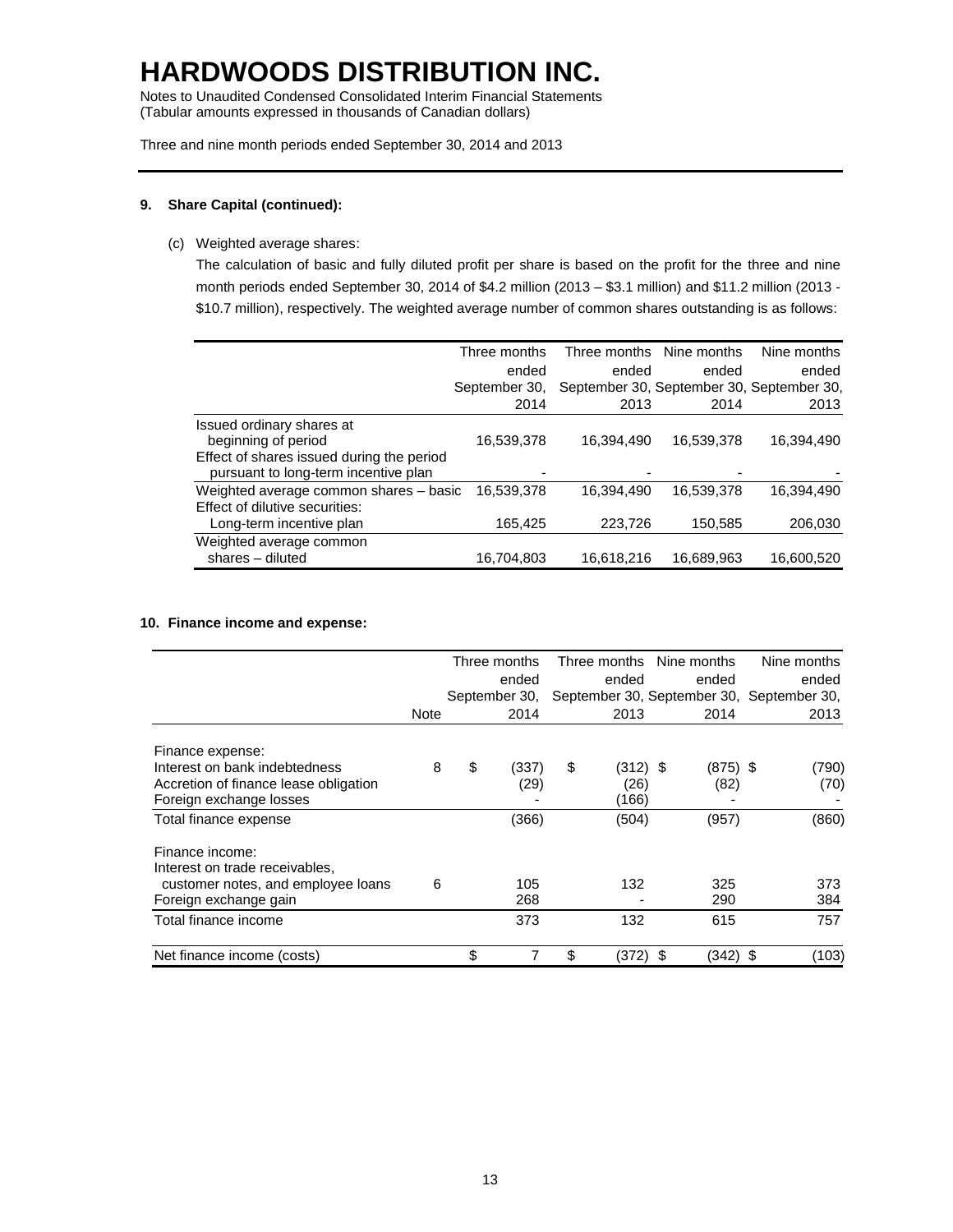# HARDWOODS DISTRIBUTION INC.

Notes to Unaudited Condensed Consolidated Interim Financial Statements
(Tabular amounts expressed in thousands of Canadian dollars)

Three and nine month periods ended September 30, 2014 and 2013

### 9. Share Capital (continued):

(c) Weighted average shares:

The calculation of basic and fully diluted profit per share is based on the profit for the three and nine month periods ended September 30, 2014 of \$4.2 million (2013 – \$3.1 million) and \$11.2 million (2013 - \$10.7 million), respectively. The weighted average number of common shares outstanding is as follows:

| | Three months ended September 30, 2014 | Three months ended September 30, 2013 | Nine months ended September 30, 2014 | Nine months ended September 30, 2013 |
|---|---|---|---|---|
| Issued ordinary shares at beginning of period | 16,539,378 | 16,394,490 | 16,539,378 | 16,394,490 |
| Effect of shares issued during the period pursuant to long-term incentive plan | - | - | - | - |
| Weighted average common shares – basic | 16,539,378 | 16,394,490 | 16,539,378 | 16,394,490 |
| Effect of dilutive securities: | | | | |
| Long-term incentive plan | 165,425 | 223,726 | 150,585 | 206,030 |
| Weighted average common shares – diluted | 16,704,803 | 16,618,216 | 16,689,963 | 16,600,520 |

### 10. Finance income and expense:

| | Note | Three months ended September 30, 2014 | Three months ended September 30, 2013 | Nine months ended September 30, 2014 | Nine months ended September 30, 2013 |
|---|---|---|---|---|---|
| Finance expense: | | | | | |
| Interest on bank indebtedness | 8 | \$ (337) | \$ (312) | \$ (875) | \$ (790) |
| Accretion of finance lease obligation | | (29) | (26) | (82) | (70) |
| Foreign exchange losses | | - | (166) | - | - |
| Total finance expense | | (366) | (504) | (957) | (860) |
| Finance income: | | | | | |
| Interest on trade receivables, customer notes, and employee loans | 6 | 105 | 132 | 325 | 373 |
| Foreign exchange gain | | 268 | - | 290 | 384 |
| Total finance income | | 373 | 132 | 615 | 757 |
| Net finance income (costs) | | \$ 7 | \$ (372) | \$ (342) | \$ (103) |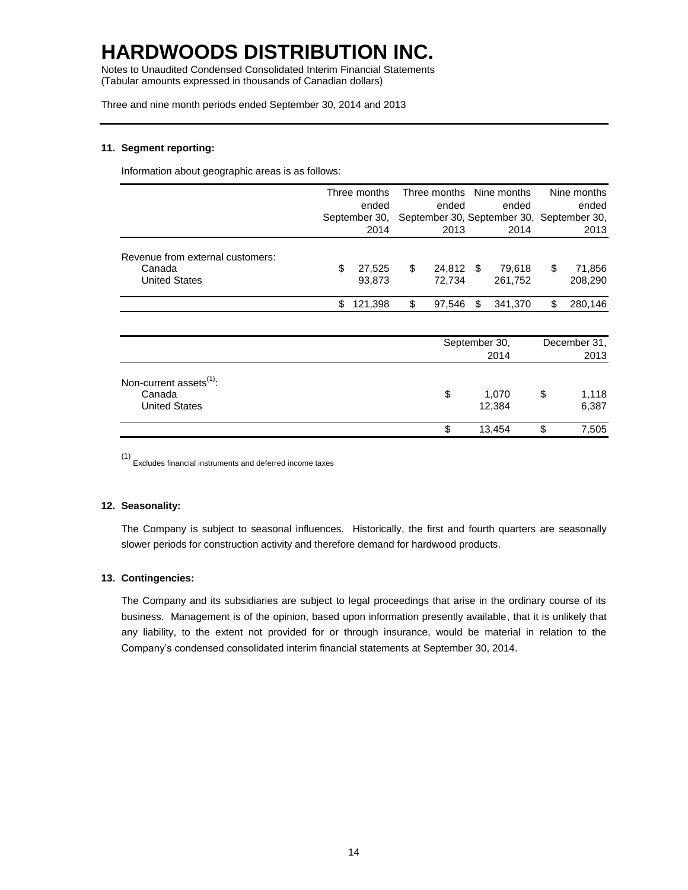# HARDWOODS DISTRIBUTION INC.

Notes to Unaudited Condensed Consolidated Interim Financial Statements
(Tabular amounts expressed in thousands of Canadian dollars)

Three and nine month periods ended September 30, 2014 and 2013

---

**11. Segment reporting:**

Information about geographic areas is as follows:

| | Three months ended September 30, 2014 | Three months ended September 30, 2013 | Nine months ended September 30, 2014 | Nine months ended September 30, 2013 |
|---|---|---|---|---|
| Revenue from external customers: | | | | |
| Canada | $ 27,525 | $ 24,812 | $ 79,618 | $ 71,856 |
| United States | 93,873 | 72,734 | 261,752 | 208,290 |
| | $ 121,398 | $ 97,546 | $ 341,370 | $ 280,146 |

| | September 30, 2014 | December 31, 2013 |
|---|---|---|
| Non-current assets[(1)]: | | |
| Canada | $ 1,070 | $ 1,118 |
| United States | 12,384 | 6,387 |
| | $ 13,454 | $ 7,505 |

[(1)] Excludes financial instruments and deferred income taxes

**12. Seasonality:**

The Company is subject to seasonal influences. Historically, the first and fourth quarters are seasonally slower periods for construction activity and therefore demand for hardwood products.

**13. Contingencies:**

The Company and its subsidiaries are subject to legal proceedings that arise in the ordinary course of its business. Management is of the opinion, based upon information presently available, that it is unlikely that any liability, to the extent not provided for or through insurance, would be material in relation to the Company's condensed consolidated interim financial statements at September 30, 2014.